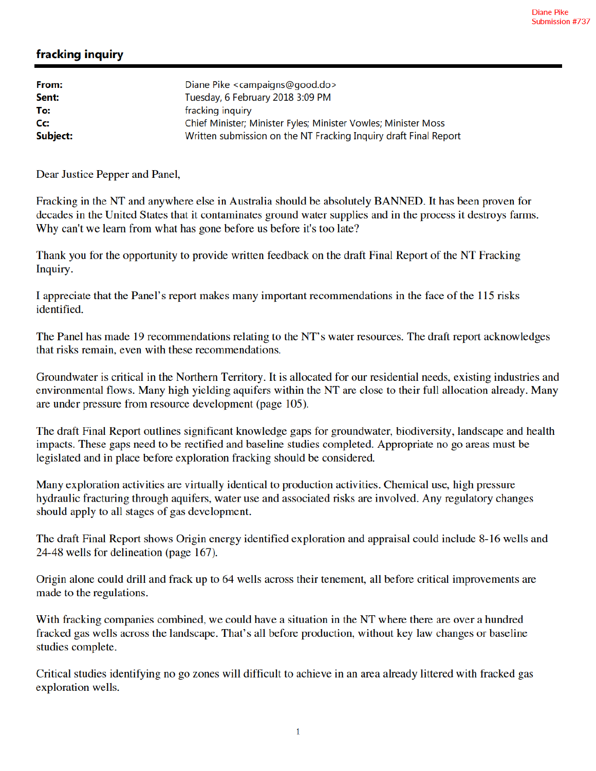Diane Pike
Submission #737

## fracking inquiry

**From:** Diane Pike <campaigns@good.do>
**Sent:** Tuesday, 6 February 2018 3:09 PM
**To:** fracking inquiry
**Cc:** Chief Minister; Minister Fyles; Minister Vowles; Minister Moss
**Subject:** Written submission on the NT Fracking Inquiry draft Final Report

Dear Justice Pepper and Panel,

Fracking in the NT and anywhere else in Australia should be absolutely BANNED. It has been proven for decades in the United States that it contaminates ground water supplies and in the process it destroys farms. Why can't we learn from what has gone before us before it's too late?

Thank you for the opportunity to provide written feedback on the draft Final Report of the NT Fracking Inquiry.

I appreciate that the Panel's report makes many important recommendations in the face of the 115 risks identified.

The Panel has made 19 recommendations relating to the NT's water resources. The draft report acknowledges that risks remain, even with these recommendations.

Groundwater is critical in the Northern Territory. It is allocated for our residential needs, existing industries and environmental flows. Many high yielding aquifers within the NT are close to their full allocation already. Many are under pressure from resource development (page 105).

The draft Final Report outlines significant knowledge gaps for groundwater, biodiversity, landscape and health impacts. These gaps need to be rectified and baseline studies completed. Appropriate no go areas must be legislated and in place before exploration fracking should be considered.

Many exploration activities are virtually identical to production activities. Chemical use, high pressure hydraulic fracturing through aquifers, water use and associated risks are involved. Any regulatory changes should apply to all stages of gas development.

The draft Final Report shows Origin energy identified exploration and appraisal could include 8-16 wells and 24-48 wells for delineation (page 167).

Origin alone could drill and frack up to 64 wells across their tenement, all before critical improvements are made to the regulations.

With fracking companies combined, we could have a situation in the NT where there are over a hundred fracked gas wells across the landscape. That's all before production, without key law changes or baseline studies complete.

Critical studies identifying no go zones will difficult to achieve in an area already littered with fracked gas exploration wells.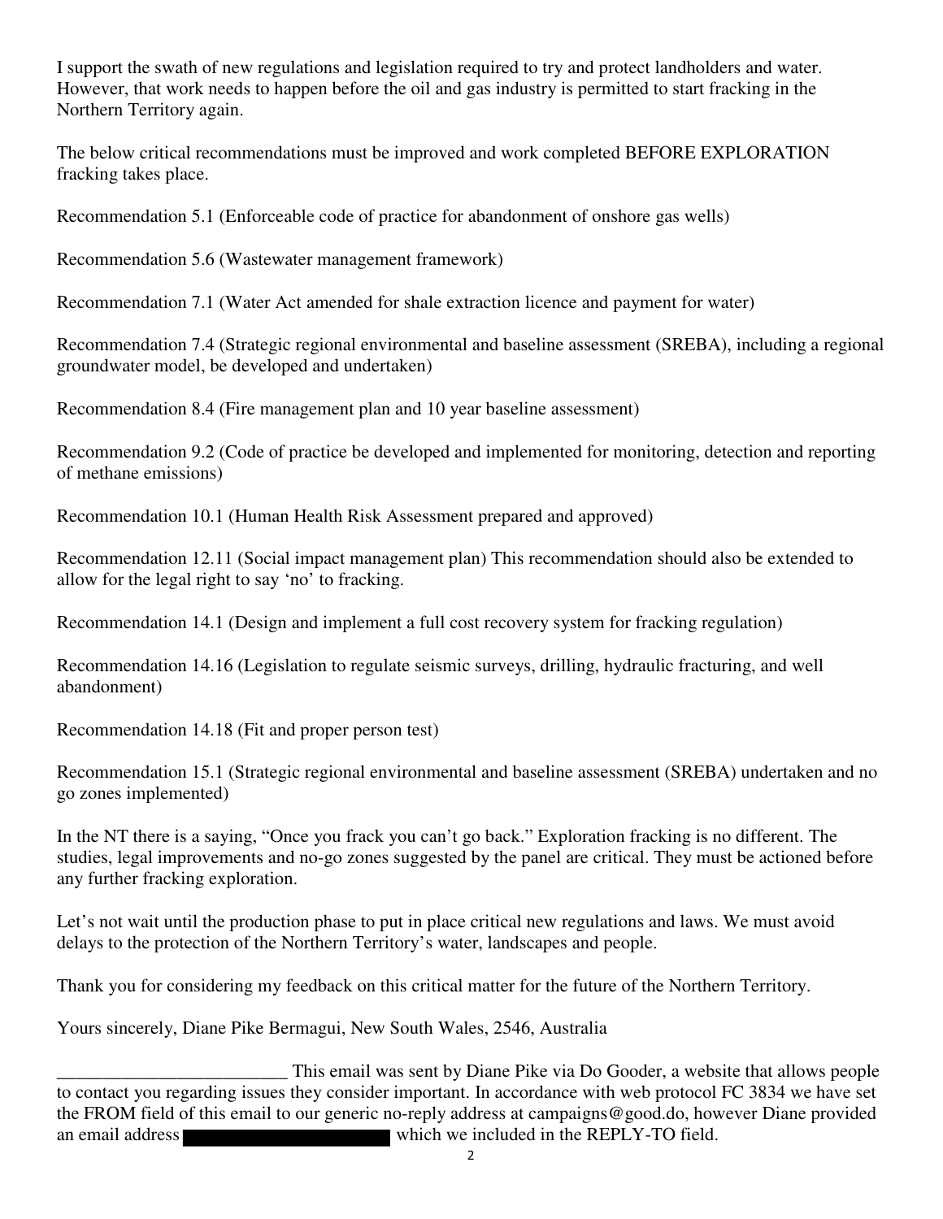I support the swath of new regulations and legislation required to try and protect landholders and water. However, that work needs to happen before the oil and gas industry is permitted to start fracking in the Northern Territory again.

The below critical recommendations must be improved and work completed BEFORE EXPLORATION fracking takes place.

Recommendation 5.1 (Enforceable code of practice for abandonment of onshore gas wells)

Recommendation 5.6 (Wastewater management framework)

Recommendation 7.1 (Water Act amended for shale extraction licence and payment for water)

Recommendation 7.4 (Strategic regional environmental and baseline assessment (SREBA), including a regional groundwater model, be developed and undertaken)

Recommendation 8.4 (Fire management plan and 10 year baseline assessment)

Recommendation 9.2 (Code of practice be developed and implemented for monitoring, detection and reporting of methane emissions)

Recommendation 10.1 (Human Health Risk Assessment prepared and approved)

Recommendation 12.11 (Social impact management plan) This recommendation should also be extended to allow for the legal right to say 'no' to fracking.

Recommendation 14.1 (Design and implement a full cost recovery system for fracking regulation)

Recommendation 14.16 (Legislation to regulate seismic surveys, drilling, hydraulic fracturing, and well abandonment)

Recommendation 14.18 (Fit and proper person test)

Recommendation 15.1 (Strategic regional environmental and baseline assessment (SREBA) undertaken and no go zones implemented)

In the NT there is a saying, "Once you frack you can't go back." Exploration fracking is no different. The studies, legal improvements and no-go zones suggested by the panel are critical. They must be actioned before any further fracking exploration.

Let's not wait until the production phase to put in place critical new regulations and laws. We must avoid delays to the protection of the Northern Territory's water, landscapes and people.

Thank you for considering my feedback on this critical matter for the future of the Northern Territory.

Yours sincerely, Diane Pike Bermagui, New South Wales, 2546, Australia

_________________________ This email was sent by Diane Pike via Do Gooder, a website that allows people to contact you regarding issues they consider important. In accordance with web protocol FC 3834 we have set the FROM field of this email to our generic no-reply address at campaigns@good.do, however Diane provided an email address [REDACTED] which we included in the REPLY-TO field.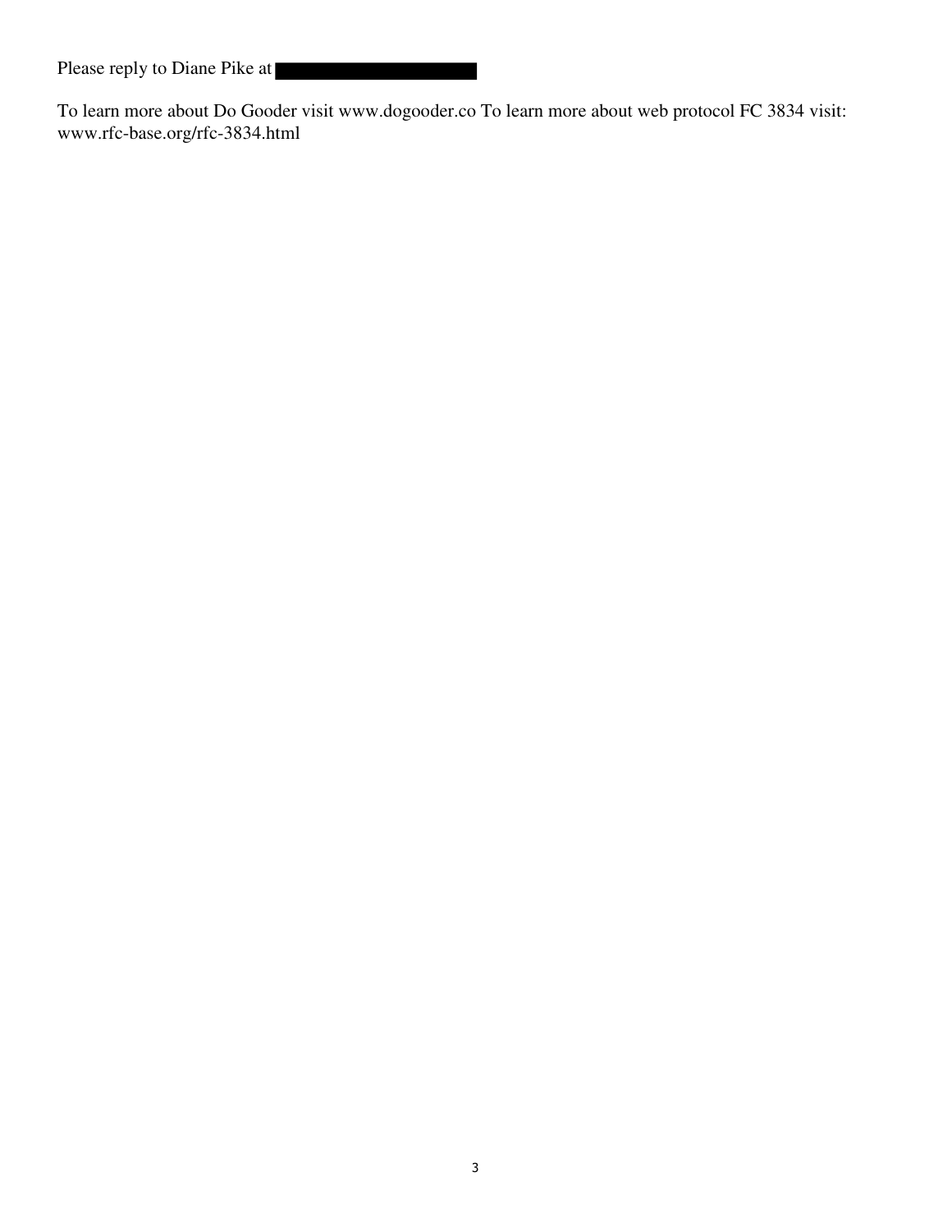Please reply to Diane Pike at ████████████████

To learn more about Do Gooder visit www.dogooder.co To learn more about web protocol FC 3834 visit: www.rfc-base.org/rfc-3834.html